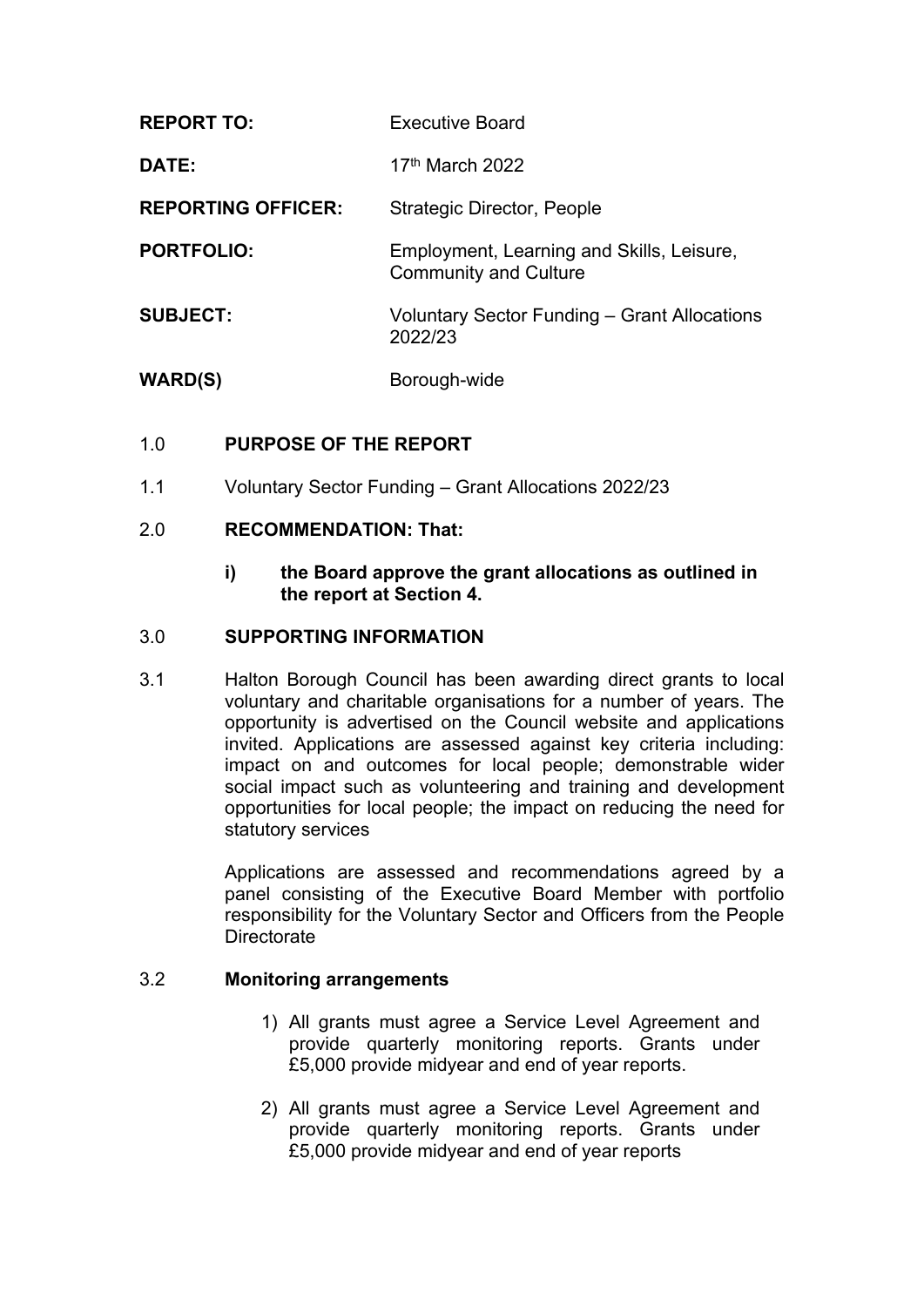| | |
|---|---|
| **REPORT TO:** | Executive Board |
| **DATE:** | 17th March 2022 |
| **REPORTING OFFICER:** | Strategic Director, People |
| **PORTFOLIO:** | Employment, Learning and Skills, Leisure, Community and Culture |
| **SUBJECT:** | Voluntary Sector Funding – Grant Allocations 2022/23 |
| **WARD(S)** | Borough-wide |

## 1.0 PURPOSE OF THE REPORT

1.1 Voluntary Sector Funding – Grant Allocations 2022/23

## 2.0 RECOMMENDATION: That:

**i) the Board approve the grant allocations as outlined in the report at Section 4.**

## 3.0 SUPPORTING INFORMATION

3.1 Halton Borough Council has been awarding direct grants to local voluntary and charitable organisations for a number of years. The opportunity is advertised on the Council website and applications invited. Applications are assessed against key criteria including: impact on and outcomes for local people; demonstrable wider social impact such as volunteering and training and development opportunities for local people; the impact on reducing the need for statutory services

Applications are assessed and recommendations agreed by a panel consisting of the Executive Board Member with portfolio responsibility for the Voluntary Sector and Officers from the People Directorate

3.2 **Monitoring arrangements**

1) All grants must agree a Service Level Agreement and provide quarterly monitoring reports. Grants under £5,000 provide midyear and end of year reports.

2) All grants must agree a Service Level Agreement and provide quarterly monitoring reports. Grants under £5,000 provide midyear and end of year reports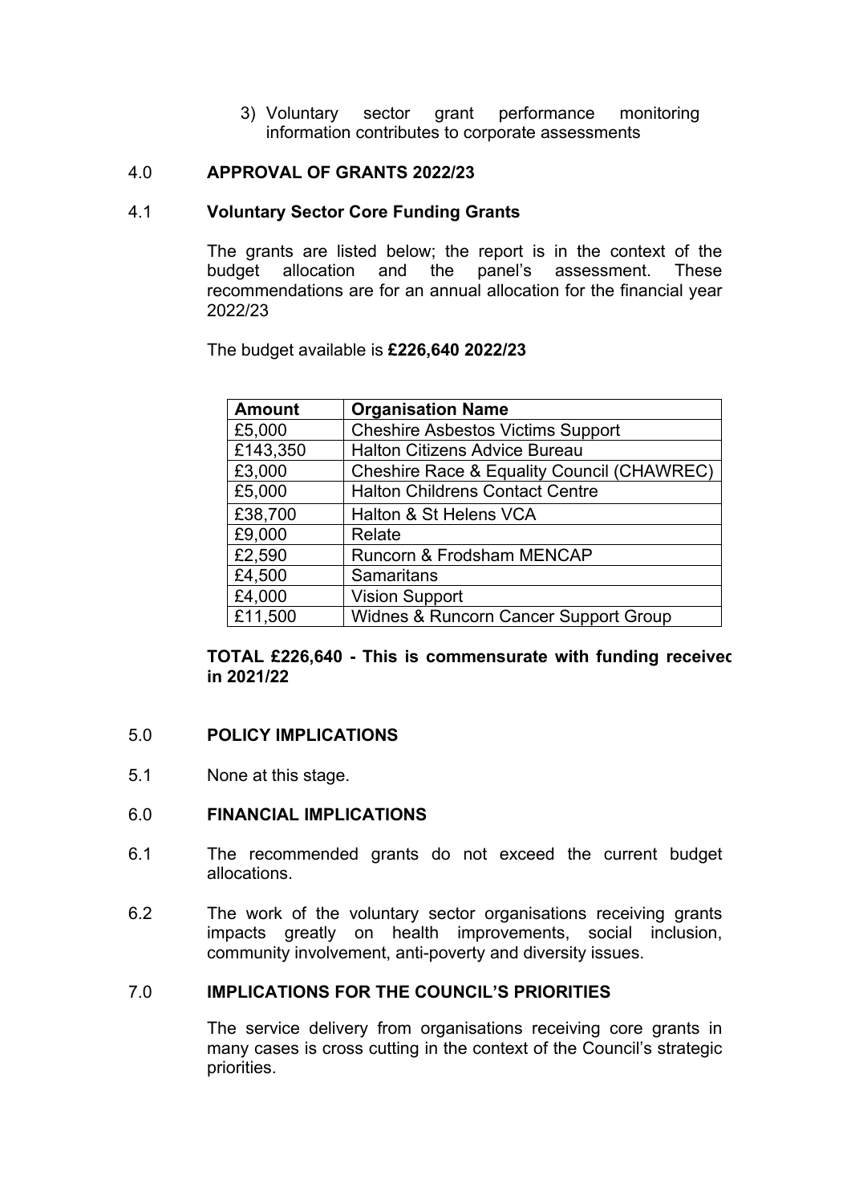3) Voluntary sector grant performance monitoring information contributes to corporate assessments

## 4.0 APPROVAL OF GRANTS 2022/23

### 4.1 Voluntary Sector Core Funding Grants

The grants are listed below; the report is in the context of the budget allocation and the panel's assessment. These recommendations are for an annual allocation for the financial year 2022/23

The budget available is **£226,640 2022/23**

| Amount | Organisation Name |
|---|---|
| £5,000 | Cheshire Asbestos Victims Support |
| £143,350 | Halton Citizens Advice Bureau |
| £3,000 | Cheshire Race & Equality Council (CHAWREC) |
| £5,000 | Halton Childrens Contact Centre |
| £38,700 | Halton & St Helens VCA |
| £9,000 | Relate |
| £2,590 | Runcorn & Frodsham MENCAP |
| £4,500 | Samaritans |
| £4,000 | Vision Support |
| £11,500 | Widnes & Runcorn Cancer Support Group |

**TOTAL £226,640 - This is commensurate with funding received in 2021/22**

## 5.0 POLICY IMPLICATIONS

5.1 None at this stage.

## 6.0 FINANCIAL IMPLICATIONS

6.1 The recommended grants do not exceed the current budget allocations.

6.2 The work of the voluntary sector organisations receiving grants impacts greatly on health improvements, social inclusion, community involvement, anti-poverty and diversity issues.

## 7.0 IMPLICATIONS FOR THE COUNCIL'S PRIORITIES

The service delivery from organisations receiving core grants in many cases is cross cutting in the context of the Council's strategic priorities.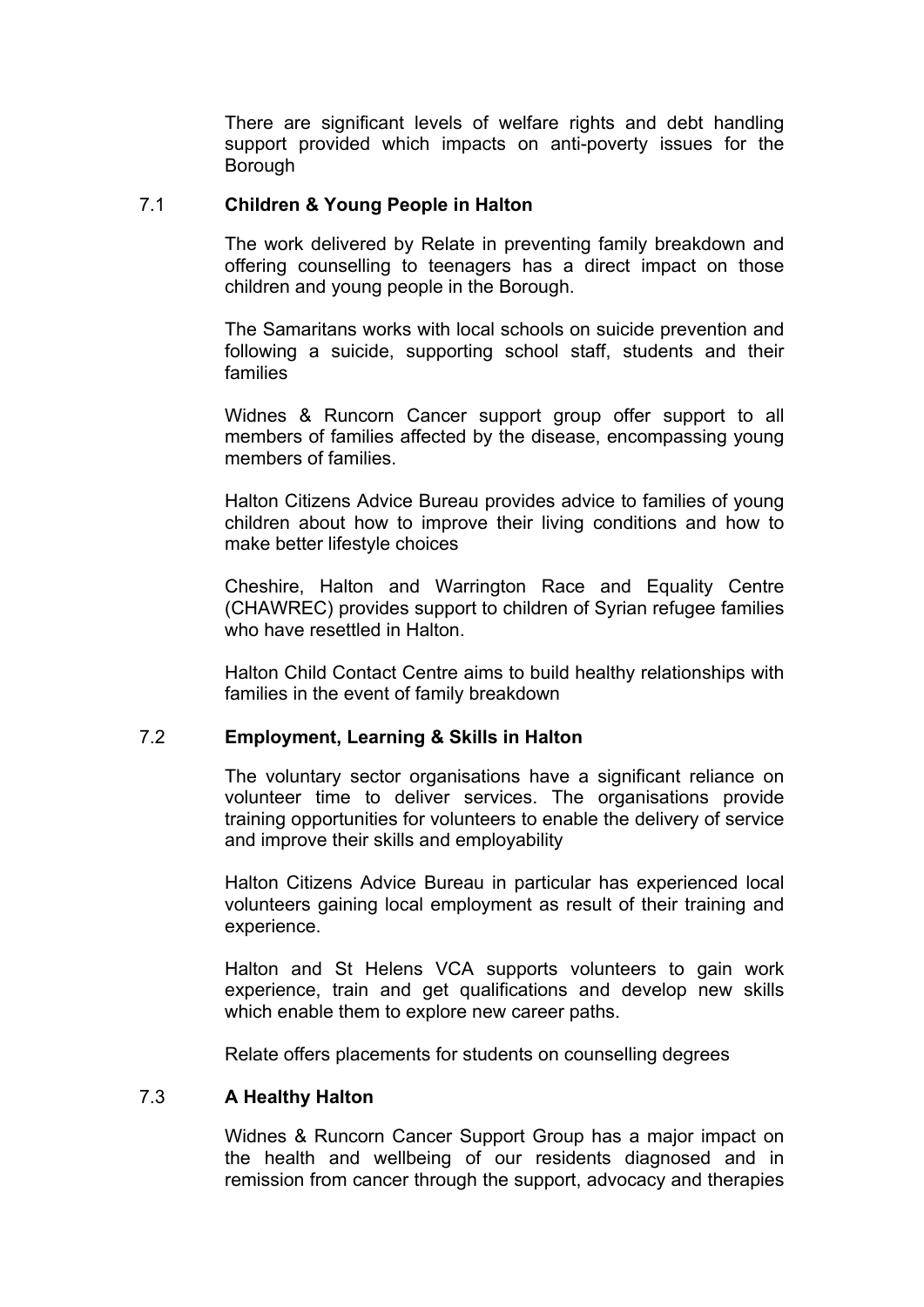There are significant levels of welfare rights and debt handling support provided which impacts on anti-poverty issues for the Borough

## 7.1 Children & Young People in Halton

The work delivered by Relate in preventing family breakdown and offering counselling to teenagers has a direct impact on those children and young people in the Borough.

The Samaritans works with local schools on suicide prevention and following a suicide, supporting school staff, students and their families

Widnes & Runcorn Cancer support group offer support to all members of families affected by the disease, encompassing young members of families.

Halton Citizens Advice Bureau provides advice to families of young children about how to improve their living conditions and how to make better lifestyle choices

Cheshire, Halton and Warrington Race and Equality Centre (CHAWREC) provides support to children of Syrian refugee families who have resettled in Halton.

Halton Child Contact Centre aims to build healthy relationships with families in the event of family breakdown

## 7.2 Employment, Learning & Skills in Halton

The voluntary sector organisations have a significant reliance on volunteer time to deliver services. The organisations provide training opportunities for volunteers to enable the delivery of service and improve their skills and employability

Halton Citizens Advice Bureau in particular has experienced local volunteers gaining local employment as result of their training and experience.

Halton and St Helens VCA supports volunteers to gain work experience, train and get qualifications and develop new skills which enable them to explore new career paths.

Relate offers placements for students on counselling degrees

## 7.3 A Healthy Halton

Widnes & Runcorn Cancer Support Group has a major impact on the health and wellbeing of our residents diagnosed and in remission from cancer through the support, advocacy and therapies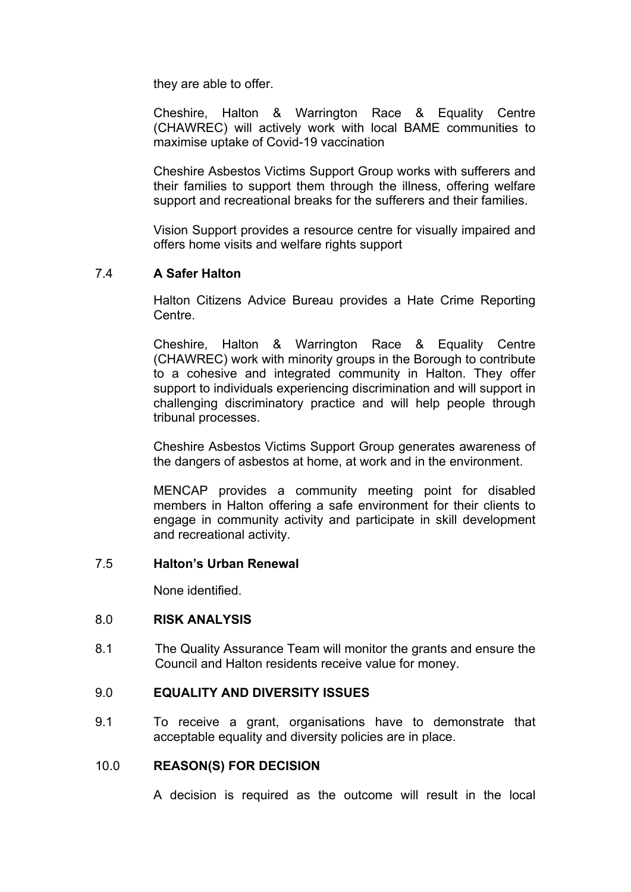they are able to offer.

Cheshire, Halton & Warrington Race & Equality Centre (CHAWREC) will actively work with local BAME communities to maximise uptake of Covid-19 vaccination

Cheshire Asbestos Victims Support Group works with sufferers and their families to support them through the illness, offering welfare support and recreational breaks for the sufferers and their families.

Vision Support provides a resource centre for visually impaired and offers home visits and welfare rights support

## 7.4 A Safer Halton

Halton Citizens Advice Bureau provides a Hate Crime Reporting Centre.

Cheshire, Halton & Warrington Race & Equality Centre (CHAWREC) work with minority groups in the Borough to contribute to a cohesive and integrated community in Halton. They offer support to individuals experiencing discrimination and will support in challenging discriminatory practice and will help people through tribunal processes.

Cheshire Asbestos Victims Support Group generates awareness of the dangers of asbestos at home, at work and in the environment.

MENCAP provides a community meeting point for disabled members in Halton offering a safe environment for their clients to engage in community activity and participate in skill development and recreational activity.

## 7.5 Halton's Urban Renewal

None identified.

## 8.0 RISK ANALYSIS

8.1 The Quality Assurance Team will monitor the grants and ensure the Council and Halton residents receive value for money.

## 9.0 EQUALITY AND DIVERSITY ISSUES

9.1 To receive a grant, organisations have to demonstrate that acceptable equality and diversity policies are in place.

## 10.0 REASON(S) FOR DECISION

A decision is required as the outcome will result in the local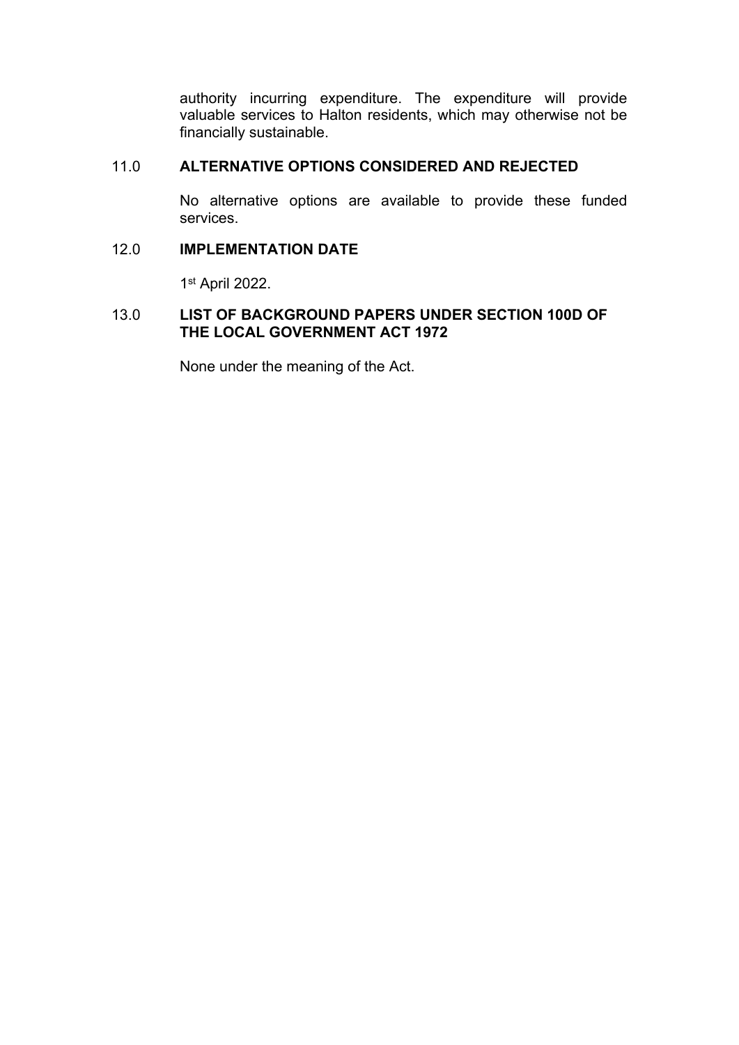authority incurring expenditure. The expenditure will provide valuable services to Halton residents, which may otherwise not be financially sustainable.

## 11.0 ALTERNATIVE OPTIONS CONSIDERED AND REJECTED

No alternative options are available to provide these funded services.

## 12.0 IMPLEMENTATION DATE

1st April 2022.

## 13.0 LIST OF BACKGROUND PAPERS UNDER SECTION 100D OF THE LOCAL GOVERNMENT ACT 1972

None under the meaning of the Act.